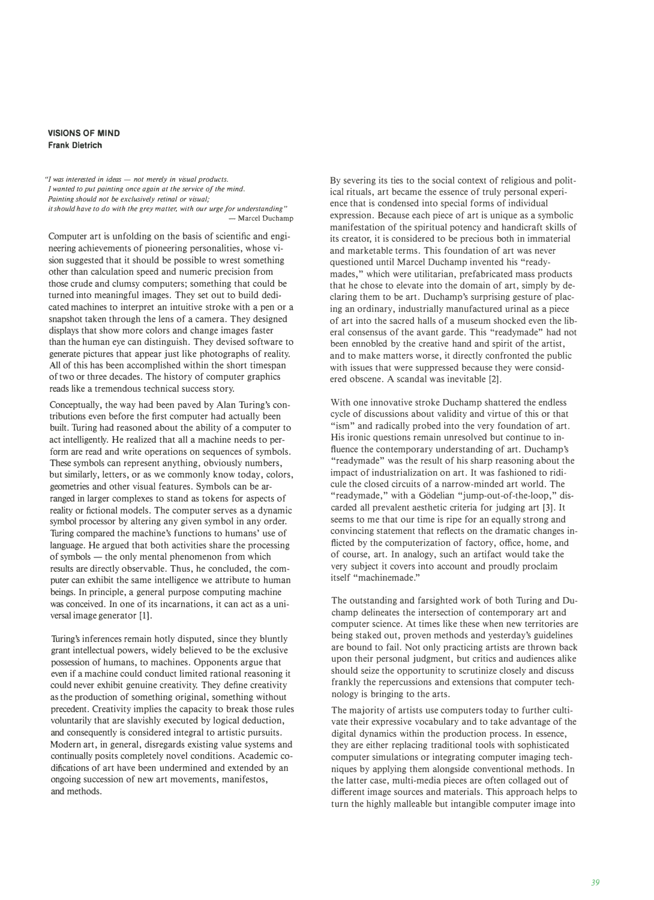**VISIONS OF MIND**
**Frank Dietrich**

*"I was interested in ideas — not merely in visual products.*
*I wanted to put painting once again at the service of the mind.*
*Painting should not be exclusively retinal or visual;*
*it should have to do with the grey matter, with our urge for understanding"*
— Marcel Duchamp

Computer art is unfolding on the basis of scientific and engineering achievements of pioneering personalities, whose vision suggested that it should be possible to wrest something other than calculation speed and numeric precision from those crude and clumsy computers; something that could be turned into meaningful images. They set out to build dedicated machines to interpret an intuitive stroke with a pen or a snapshot taken through the lens of a camera. They designed displays that show more colors and change images faster than the human eye can distinguish. They devised software to generate pictures that appear just like photographs of reality. All of this has been accomplished within the short timespan of two or three decades. The history of computer graphics reads like a tremendous technical success story.

Conceptually, the way had been paved by Alan Turing's contributions even before the first computer had actually been built. Turing had reasoned about the ability of a computer to act intelligently. He realized that all a machine needs to perform are read and write operations on sequences of symbols. These symbols can represent anything, obviously numbers, but similarly, letters, or as we commonly know today, colors, geometries and other visual features. Symbols can be arranged in larger complexes to stand as tokens for aspects of reality or fictional models. The computer serves as a dynamic symbol processor by altering any given symbol in any order. Turing compared the machine's functions to humans' use of language. He argued that both activities share the processing of symbols — the only mental phenomenon from which results are directly observable. Thus, he concluded, the computer can exhibit the same intelligence we attribute to human beings. In principle, a general purpose computing machine was conceived. In one of its incarnations, it can act as a universal image generator [1].

Turing's inferences remain hotly disputed, since they bluntly grant intellectual powers, widely believed to be the exclusive possession of humans, to machines. Opponents argue that even if a machine could conduct limited rational reasoning it could never exhibit genuine creativity. They define creativity as the production of something original, something without precedent. Creativity implies the capacity to break those rules voluntarily that are slavishly executed by logical deduction, and consequently is considered integral to artistic pursuits. Modern art, in general, disregards existing value systems and continually posits completely novel conditions. Academic codifications of art have been undermined and extended by an ongoing succession of new art movements, manifestos, and methods.

By severing its ties to the social context of religious and political rituals, art became the essence of truly personal experience that is condensed into special forms of individual expression. Because each piece of art is unique as a symbolic manifestation of the spiritual potency and handicraft skills of its creator, it is considered to be precious both in immaterial and marketable terms. This foundation of art was never questioned until Marcel Duchamp invented his "readymades," which were utilitarian, prefabricated mass products that he chose to elevate into the domain of art, simply by declaring them to be art. Duchamp's surprising gesture of placing an ordinary, industrially manufactured urinal as a piece of art into the sacred halls of a museum shocked even the liberal consensus of the avant garde. This "readymade" had not been ennobled by the creative hand and spirit of the artist, and to make matters worse, it directly confronted the public with issues that were suppressed because they were considered obscene. A scandal was inevitable [2].

With one innovative stroke Duchamp shattered the endless cycle of discussions about validity and virtue of this or that "ism" and radically probed into the very foundation of art. His ironic questions remain unresolved but continue to influence the contemporary understanding of art. Duchamp's "readymade" was the result of his sharp reasoning about the impact of industrialization on art. It was fashioned to ridicule the closed circuits of a narrow-minded art world. The "readymade," with a Gödelian "jump-out-of-the-loop," discarded all prevalent aesthetic criteria for judging art [3]. It seems to me that our time is ripe for an equally strong and convincing statement that reflects on the dramatic changes inflicted by the computerization of factory, office, home, and of course, art. In analogy, such an artifact would take the very subject it covers into account and proudly proclaim itself "machinemade."

The outstanding and farsighted work of both Turing and Duchamp delineates the intersection of contemporary art and computer science. At times like these when new territories are being staked out, proven methods and yesterday's guidelines are bound to fail. Not only practicing artists are thrown back upon their personal judgment, but critics and audiences alike should seize the opportunity to scrutinize closely and discuss frankly the repercussions and extensions that computer technology is bringing to the arts.

The majority of artists use computers today to further cultivate their expressive vocabulary and to take advantage of the digital dynamics within the production process. In essence, they are either replacing traditional tools with sophisticated computer simulations or integrating computer imaging techniques by applying them alongside conventional methods. In the latter case, multi-media pieces are often collaged out of different image sources and materials. This approach helps to turn the highly malleable but intangible computer image into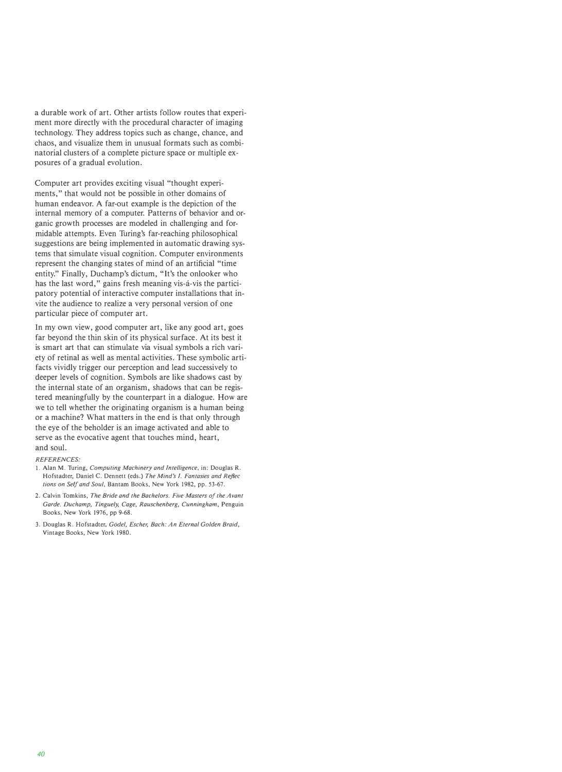a durable work of art. Other artists follow routes that experiment more directly with the procedural character of imaging technology. They address topics such as change, chance, and chaos, and visualize them in unusual formats such as combinatorial clusters of a complete picture space or multiple exposures of a gradual evolution.

Computer art provides exciting visual "thought experiments," that would not be possible in other domains of human endeavor. A far-out example is the depiction of the internal memory of a computer. Patterns of behavior and organic growth processes are modeled in challenging and formidable attempts. Even Turing's far-reaching philosophical suggestions are being implemented in automatic drawing systems that simulate visual cognition. Computer environments represent the changing states of mind of an artificial "time entity." Finally, Duchamp's dictum, "It's the onlooker who has the last word," gains fresh meaning vis-á-vis the participatory potential of interactive computer installations that invite the audience to realize a very personal version of one particular piece of computer art.

In my own view, good computer art, like any good art, goes far beyond the thin skin of its physical surface. At its best it is smart art that can stimulate via visual symbols a rich variety of retinal as well as mental activities. These symbolic artifacts vividly trigger our perception and lead successively to deeper levels of cognition. Symbols are like shadows cast by the internal state of an organism, shadows that can be registered meaningfully by the counterpart in a dialogue. How are we to tell whether the originating organism is a human being or a machine? What matters in the end is that only through the eye of the beholder is an image activated and able to serve as the evocative agent that touches mind, heart, and soul.

*REFERENCES:*

1. Alan M. Turing, *Computing Machinery and Intelligence*, in: Douglas R. Hofstadter, Daniel C. Dennett (eds.) *The Mind's I. Fantasies and Reflections on Self and Soul*, Bantam Books, New York 1982, pp. 53-67.
2. Calvin Tomkins, *The Bride and the Bachelors. Five Masters of the Avant Garde. Duchamp, Tinguely, Cage, Rauschenberg, Cunningham*, Penguin Books, New York 1976, pp 9-68.
3. Douglas R. Hofstadter, *Gödel, Escher, Bach: An Eternal Golden Braid*, Vintage Books, New York 1980.